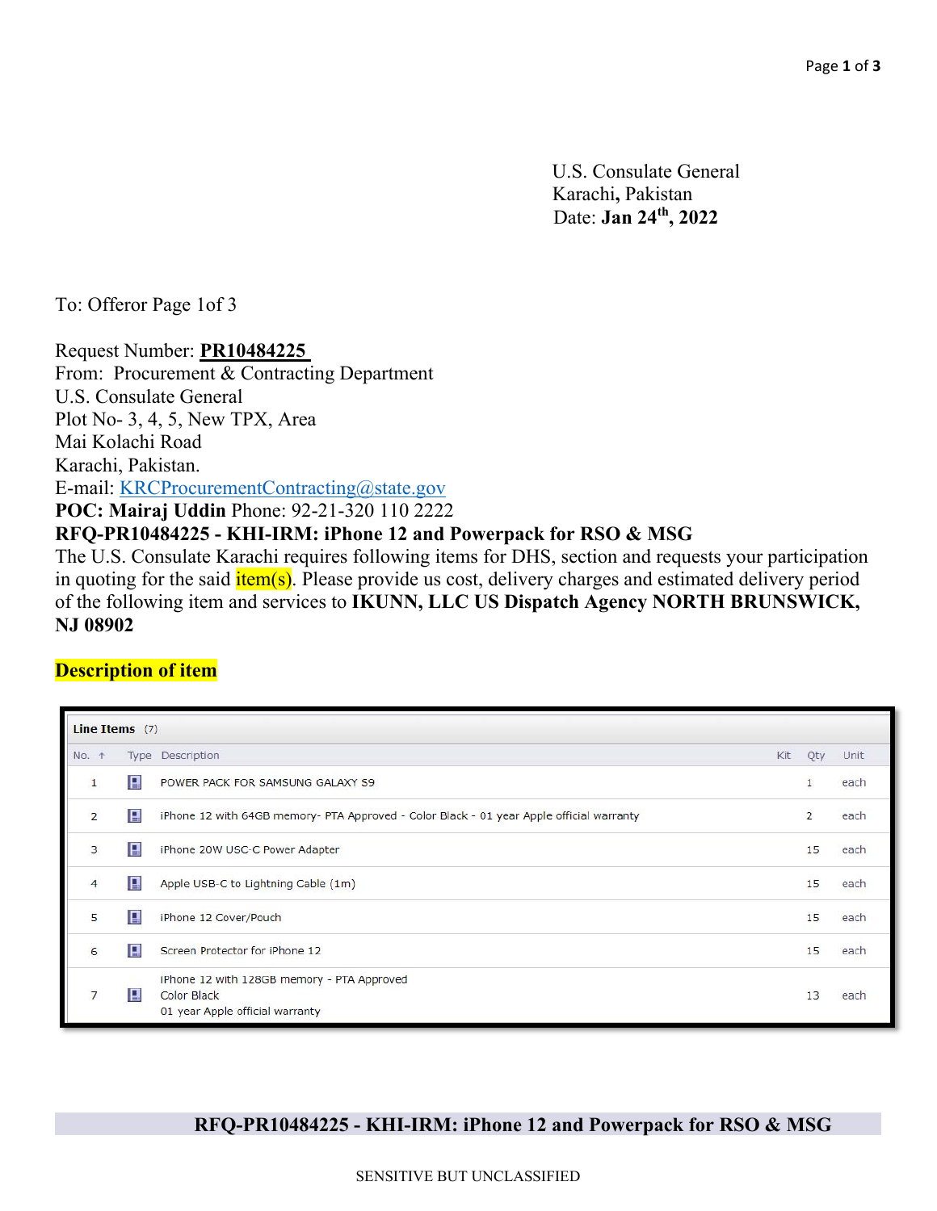U.S. Consulate General
Karachi, Pakistan
Date: **Jan 24th, 2022**

To: Offeror Page 1of 3

Request Number: **PR10484225**
From: Procurement & Contracting Department
U.S. Consulate General
Plot No- 3, 4, 5, New TPX, Area
Mai Kolachi Road
Karachi, Pakistan.
E-mail: KRCProcurementContracting@state.gov
**POC: Mairaj Uddin** Phone: 92-21-320 110 2222

**RFQ-PR10484225 - KHI-IRM: iPhone 12 and Powerpack for RSO & MSG**

The U.S. Consulate Karachi requires following items for DHS, section and requests your participation in quoting for the said item(s). Please provide us cost, delivery charges and estimated delivery period of the following item and services to **IKUNN, LLC US Dispatch Agency NORTH BRUNSWICK, NJ 08902**

**Description of item**

**Line Items** (7)

| No. | Type | Description | Kit | Qty | Unit |
|---|---|---|---|---|---|
| 1 | | POWER PACK FOR SAMSUNG GALAXY S9 | | 1 | each |
| 2 | | iPhone 12 with 64GB memory- PTA Approved - Color Black - 01 year Apple official warranty | | 2 | each |
| 3 | | iPhone 20W USC-C Power Adapter | | 15 | each |
| 4 | | Apple USB-C to Lightning Cable (1m) | | 15 | each |
| 5 | | iPhone 12 Cover/Pouch | | 15 | each |
| 6 | | Screen Protector for iPhone 12 | | 15 | each |
| 7 | | iPhone 12 with 128GB memory - PTA Approved Color Black 01 year Apple official warranty | | 13 | each |

**RFQ-PR10484225 - KHI-IRM: iPhone 12 and Powerpack for RSO & MSG**

SENSITIVE BUT UNCLASSIFIED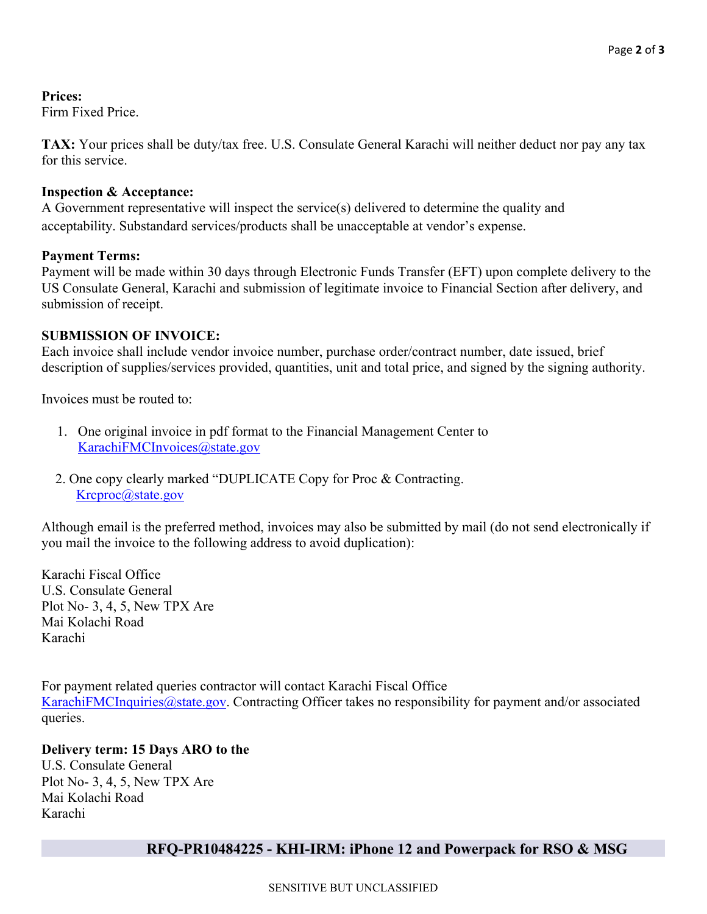**Prices:**
Firm Fixed Price.

**TAX:** Your prices shall be duty/tax free. U.S. Consulate General Karachi will neither deduct nor pay any tax for this service.

**Inspection & Acceptance:**
A Government representative will inspect the service(s) delivered to determine the quality and acceptability. Substandard services/products shall be unacceptable at vendor's expense.

**Payment Terms:**
Payment will be made within 30 days through Electronic Funds Transfer (EFT) upon complete delivery to the US Consulate General, Karachi and submission of legitimate invoice to Financial Section after delivery, and submission of receipt.

**SUBMISSION OF INVOICE:**
Each invoice shall include vendor invoice number, purchase order/contract number, date issued, brief description of supplies/services provided, quantities, unit and total price, and signed by the signing authority.

Invoices must be routed to:

1. One original invoice in pdf format to the Financial Management Center to KarachiFMCInvoices@state.gov

2. One copy clearly marked "DUPLICATE Copy for Proc & Contracting. Krcproc@state.gov

Although email is the preferred method, invoices may also be submitted by mail (do not send electronically if you mail the invoice to the following address to avoid duplication):

Karachi Fiscal Office
U.S. Consulate General
Plot No- 3, 4, 5, New TPX Are
Mai Kolachi Road
Karachi

For payment related queries contractor will contact Karachi Fiscal Office KarachiFMCInquiries@state.gov. Contracting Officer takes no responsibility for payment and/or associated queries.

**Delivery term: 15 Days ARO to the**
U.S. Consulate General
Plot No- 3, 4, 5, New TPX Are
Mai Kolachi Road
Karachi

**RFQ-PR10484225 - KHI-IRM: iPhone 12 and Powerpack for RSO & MSG**

SENSITIVE BUT UNCLASSIFIED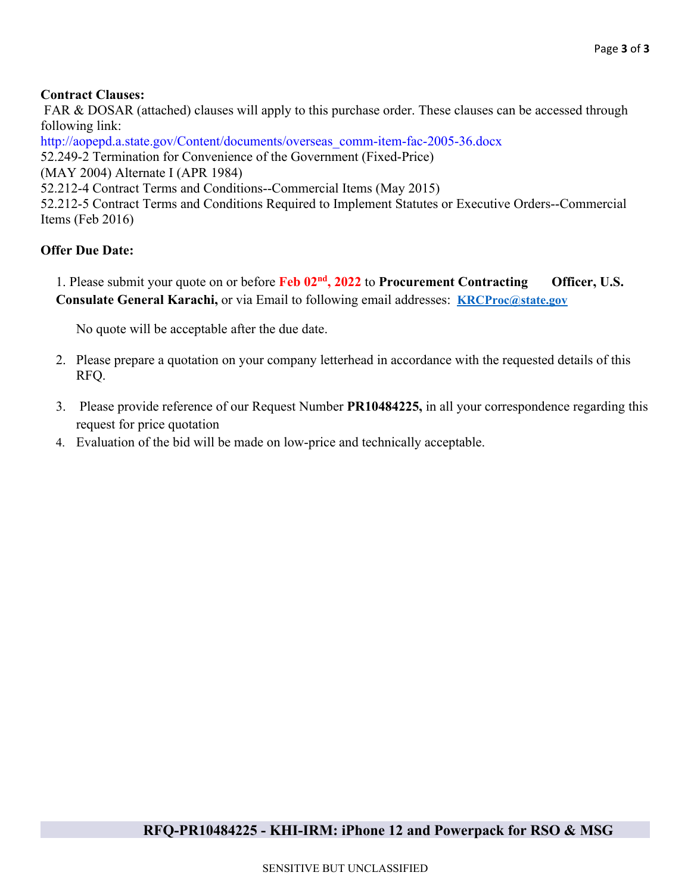**Contract Clauses:**

FAR & DOSAR (attached) clauses will apply to this purchase order. These clauses can be accessed through following link:

http://aopepd.a.state.gov/Content/documents/overseas_comm-item-fac-2005-36.docx

52.249-2 Termination for Convenience of the Government (Fixed-Price)
(MAY 2004) Alternate I (APR 1984)
52.212-4 Contract Terms and Conditions--Commercial Items (May 2015)
52.212-5 Contract Terms and Conditions Required to Implement Statutes or Executive Orders--Commercial Items (Feb 2016)

**Offer Due Date:**

1. Please submit your quote on or before **Feb 02nd, 2022** to **Procurement Contracting Officer, U.S. Consulate General Karachi,** or via Email to following email addresses: **KRCProc@state.gov**

   No quote will be acceptable after the due date.

2. Please prepare a quotation on your company letterhead in accordance with the requested details of this RFQ.

3. Please provide reference of our Request Number **PR10484225,** in all your correspondence regarding this request for price quotation

4. Evaluation of the bid will be made on low-price and technically acceptable.

**RFQ-PR10484225 - KHI-IRM: iPhone 12 and Powerpack for RSO & MSG**

SENSITIVE BUT UNCLASSIFIED